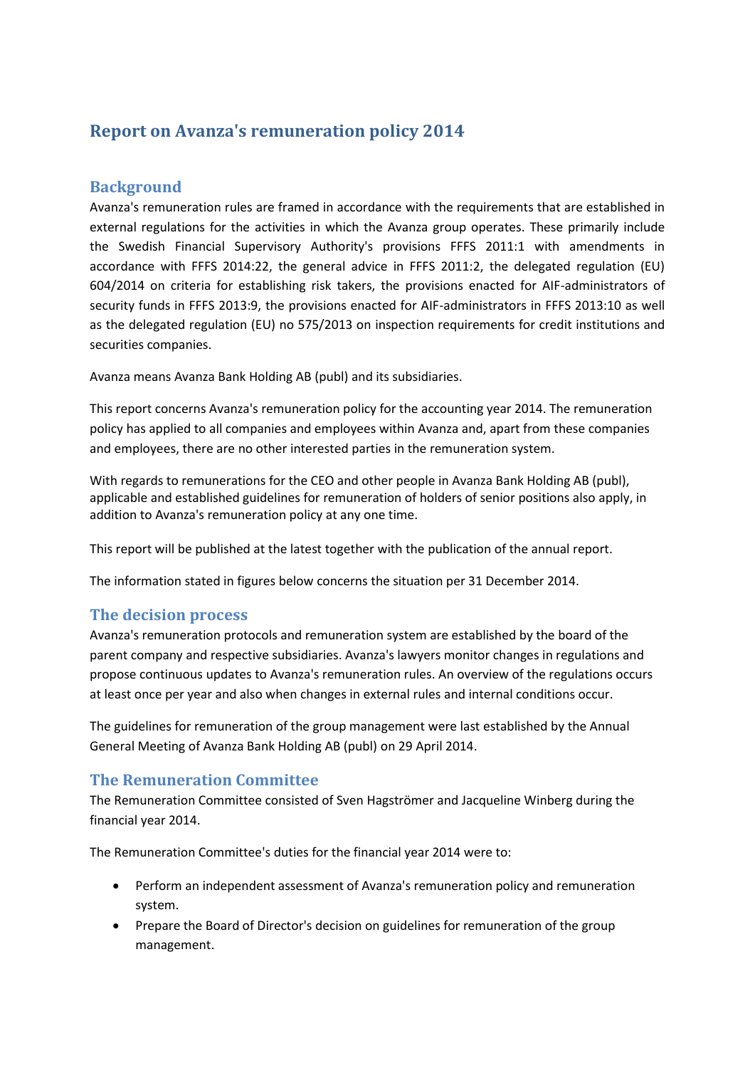# Report on Avanza's remuneration policy 2014

## Background

Avanza's remuneration rules are framed in accordance with the requirements that are established in external regulations for the activities in which the Avanza group operates. These primarily include the Swedish Financial Supervisory Authority's provisions FFFS 2011:1 with amendments in accordance with FFFS 2014:22, the general advice in FFFS 2011:2, the delegated regulation (EU) 604/2014 on criteria for establishing risk takers, the provisions enacted for AIF-administrators of security funds in FFFS 2013:9, the provisions enacted for AIF-administrators in FFFS 2013:10 as well as the delegated regulation (EU) no 575/2013 on inspection requirements for credit institutions and securities companies.

Avanza means Avanza Bank Holding AB (publ) and its subsidiaries.

This report concerns Avanza's remuneration policy for the accounting year 2014. The remuneration policy has applied to all companies and employees within Avanza and, apart from these companies and employees, there are no other interested parties in the remuneration system.

With regards to remunerations for the CEO and other people in Avanza Bank Holding AB (publ), applicable and established guidelines for remuneration of holders of senior positions also apply, in addition to Avanza's remuneration policy at any one time.

This report will be published at the latest together with the publication of the annual report.

The information stated in figures below concerns the situation per 31 December 2014.

## The decision process

Avanza's remuneration protocols and remuneration system are established by the board of the parent company and respective subsidiaries. Avanza's lawyers monitor changes in regulations and propose continuous updates to Avanza's remuneration rules. An overview of the regulations occurs at least once per year and also when changes in external rules and internal conditions occur.

The guidelines for remuneration of the group management were last established by the Annual General Meeting of Avanza Bank Holding AB (publ) on 29 April 2014.

## The Remuneration Committee

The Remuneration Committee consisted of Sven Hagströmer and Jacqueline Winberg during the financial year 2014.

The Remuneration Committee's duties for the financial year 2014 were to:

- Perform an independent assessment of Avanza's remuneration policy and remuneration system.
- Prepare the Board of Director's decision on guidelines for remuneration of the group management.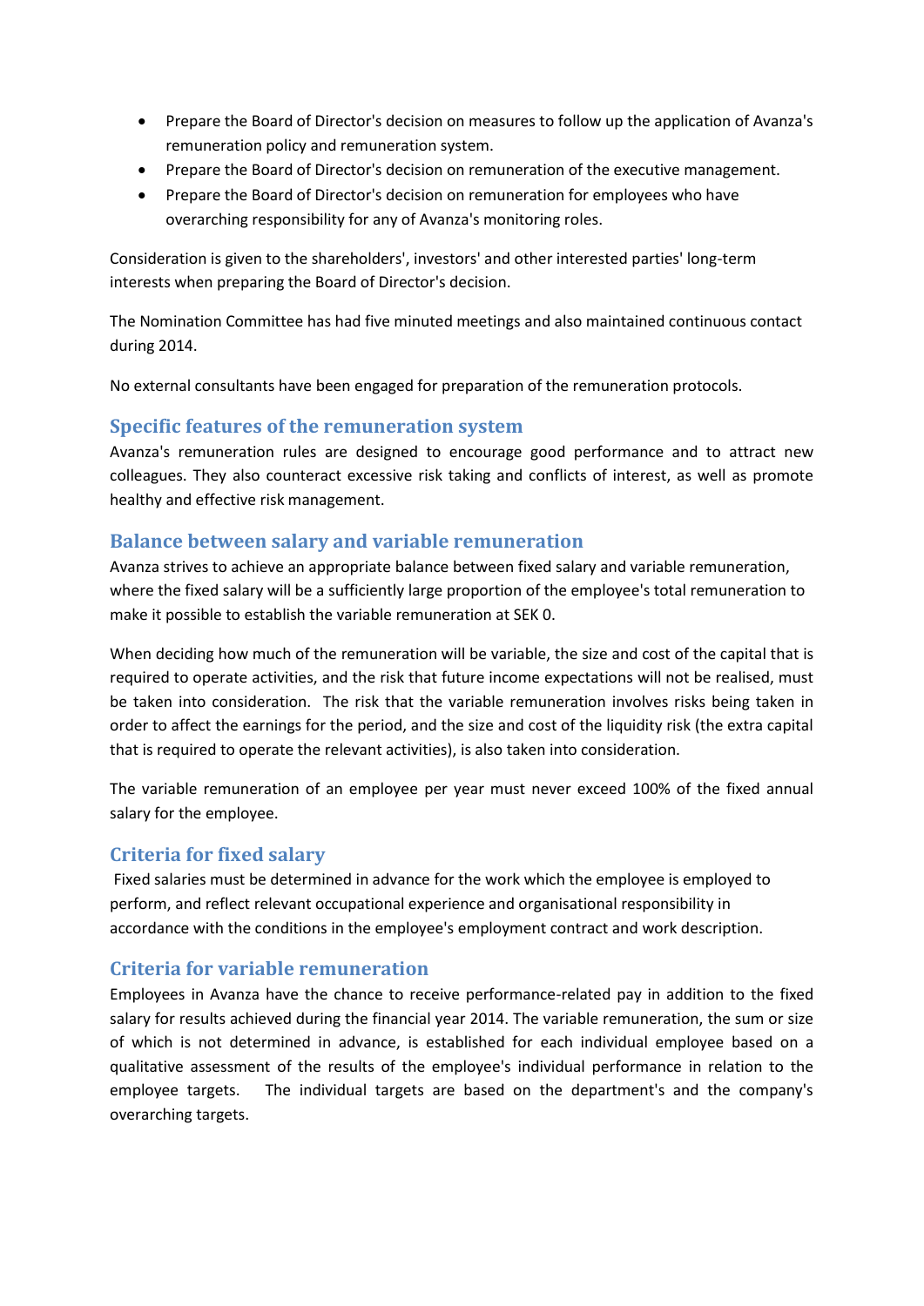- Prepare the Board of Director's decision on measures to follow up the application of Avanza's remuneration policy and remuneration system.
- Prepare the Board of Director's decision on remuneration of the executive management.
- Prepare the Board of Director's decision on remuneration for employees who have overarching responsibility for any of Avanza's monitoring roles.

Consideration is given to the shareholders', investors' and other interested parties' long-term interests when preparing the Board of Director's decision.

The Nomination Committee has had five minuted meetings and also maintained continuous contact during 2014.

No external consultants have been engaged for preparation of the remuneration protocols.

## Specific features of the remuneration system

Avanza's remuneration rules are designed to encourage good performance and to attract new colleagues. They also counteract excessive risk taking and conflicts of interest, as well as promote healthy and effective risk management.

## Balance between salary and variable remuneration

Avanza strives to achieve an appropriate balance between fixed salary and variable remuneration, where the fixed salary will be a sufficiently large proportion of the employee's total remuneration to make it possible to establish the variable remuneration at SEK 0.

When deciding how much of the remuneration will be variable, the size and cost of the capital that is required to operate activities, and the risk that future income expectations will not be realised, must be taken into consideration. The risk that the variable remuneration involves risks being taken in order to affect the earnings for the period, and the size and cost of the liquidity risk (the extra capital that is required to operate the relevant activities), is also taken into consideration.

The variable remuneration of an employee per year must never exceed 100% of the fixed annual salary for the employee.

## Criteria for fixed salary

Fixed salaries must be determined in advance for the work which the employee is employed to perform, and reflect relevant occupational experience and organisational responsibility in accordance with the conditions in the employee's employment contract and work description.

## Criteria for variable remuneration

Employees in Avanza have the chance to receive performance-related pay in addition to the fixed salary for results achieved during the financial year 2014. The variable remuneration, the sum or size of which is not determined in advance, is established for each individual employee based on a qualitative assessment of the results of the employee's individual performance in relation to the employee targets. The individual targets are based on the department's and the company's overarching targets.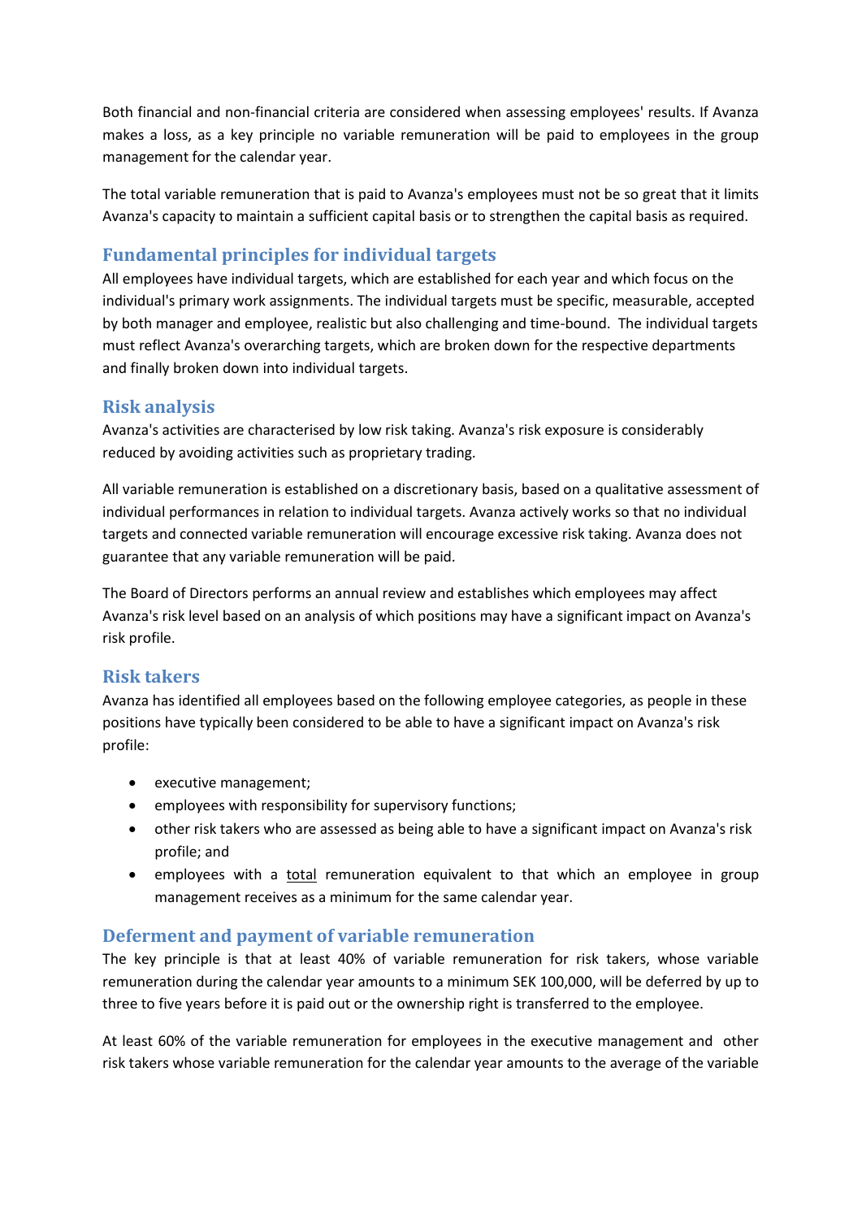Both financial and non-financial criteria are considered when assessing employees' results. If Avanza makes a loss, as a key principle no variable remuneration will be paid to employees in the group management for the calendar year.

The total variable remuneration that is paid to Avanza's employees must not be so great that it limits Avanza's capacity to maintain a sufficient capital basis or to strengthen the capital basis as required.

## Fundamental principles for individual targets

All employees have individual targets, which are established for each year and which focus on the individual's primary work assignments. The individual targets must be specific, measurable, accepted by both manager and employee, realistic but also challenging and time-bound. The individual targets must reflect Avanza's overarching targets, which are broken down for the respective departments and finally broken down into individual targets.

## Risk analysis

Avanza's activities are characterised by low risk taking. Avanza's risk exposure is considerably reduced by avoiding activities such as proprietary trading.

All variable remuneration is established on a discretionary basis, based on a qualitative assessment of individual performances in relation to individual targets. Avanza actively works so that no individual targets and connected variable remuneration will encourage excessive risk taking. Avanza does not guarantee that any variable remuneration will be paid.

The Board of Directors performs an annual review and establishes which employees may affect Avanza's risk level based on an analysis of which positions may have a significant impact on Avanza's risk profile.

## Risk takers

Avanza has identified all employees based on the following employee categories, as people in these positions have typically been considered to be able to have a significant impact on Avanza's risk profile:

- executive management;
- employees with responsibility for supervisory functions;
- other risk takers who are assessed as being able to have a significant impact on Avanza's risk profile; and
- employees with a total remuneration equivalent to that which an employee in group management receives as a minimum for the same calendar year.

## Deferment and payment of variable remuneration

The key principle is that at least 40% of variable remuneration for risk takers, whose variable remuneration during the calendar year amounts to a minimum SEK 100,000, will be deferred by up to three to five years before it is paid out or the ownership right is transferred to the employee.

At least 60% of the variable remuneration for employees in the executive management and other risk takers whose variable remuneration for the calendar year amounts to the average of the variable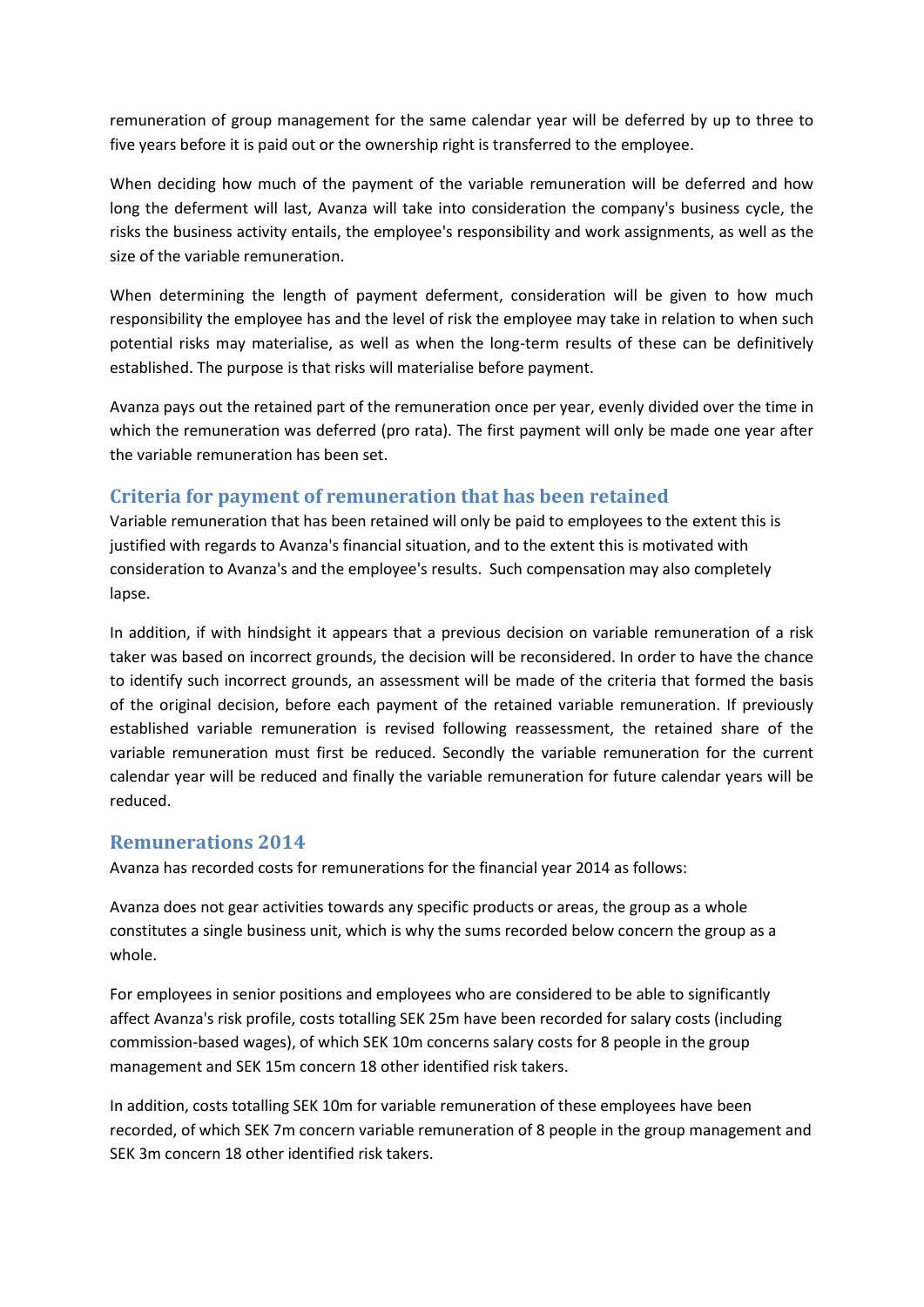remuneration of group management for the same calendar year will be deferred by up to three to five years before it is paid out or the ownership right is transferred to the employee.

When deciding how much of the payment of the variable remuneration will be deferred and how long the deferment will last, Avanza will take into consideration the company's business cycle, the risks the business activity entails, the employee's responsibility and work assignments, as well as the size of the variable remuneration.

When determining the length of payment deferment, consideration will be given to how much responsibility the employee has and the level of risk the employee may take in relation to when such potential risks may materialise, as well as when the long-term results of these can be definitively established. The purpose is that risks will materialise before payment.

Avanza pays out the retained part of the remuneration once per year, evenly divided over the time in which the remuneration was deferred (pro rata). The first payment will only be made one year after the variable remuneration has been set.

## Criteria for payment of remuneration that has been retained

Variable remuneration that has been retained will only be paid to employees to the extent this is justified with regards to Avanza's financial situation, and to the extent this is motivated with consideration to Avanza's and the employee's results. Such compensation may also completely lapse.

In addition, if with hindsight it appears that a previous decision on variable remuneration of a risk taker was based on incorrect grounds, the decision will be reconsidered. In order to have the chance to identify such incorrect grounds, an assessment will be made of the criteria that formed the basis of the original decision, before each payment of the retained variable remuneration. If previously established variable remuneration is revised following reassessment, the retained share of the variable remuneration must first be reduced. Secondly the variable remuneration for the current calendar year will be reduced and finally the variable remuneration for future calendar years will be reduced.

## Remunerations 2014

Avanza has recorded costs for remunerations for the financial year 2014 as follows:

Avanza does not gear activities towards any specific products or areas, the group as a whole constitutes a single business unit, which is why the sums recorded below concern the group as a whole.

For employees in senior positions and employees who are considered to be able to significantly affect Avanza's risk profile, costs totalling SEK 25m have been recorded for salary costs (including commission-based wages), of which SEK 10m concerns salary costs for 8 people in the group management and SEK 15m concern 18 other identified risk takers.

In addition, costs totalling SEK 10m for variable remuneration of these employees have been recorded, of which SEK 7m concern variable remuneration of 8 people in the group management and SEK 3m concern 18 other identified risk takers.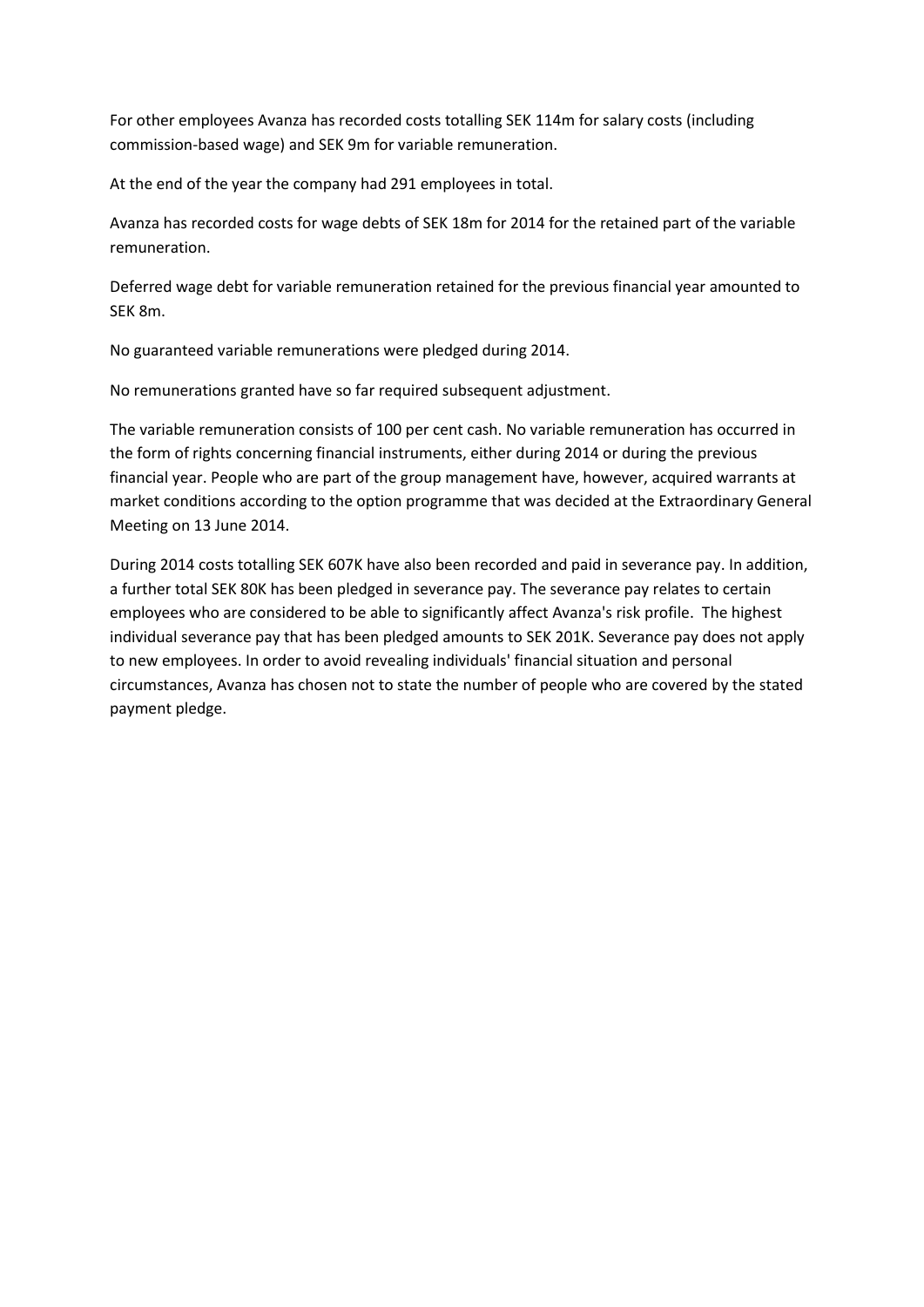For other employees Avanza has recorded costs totalling SEK 114m for salary costs (including commission-based wage) and SEK 9m for variable remuneration.

At the end of the year the company had 291 employees in total.

Avanza has recorded costs for wage debts of SEK 18m for 2014 for the retained part of the variable remuneration.

Deferred wage debt for variable remuneration retained for the previous financial year amounted to SEK 8m.

No guaranteed variable remunerations were pledged during 2014.

No remunerations granted have so far required subsequent adjustment.

The variable remuneration consists of 100 per cent cash. No variable remuneration has occurred in the form of rights concerning financial instruments, either during 2014 or during the previous financial year. People who are part of the group management have, however, acquired warrants at market conditions according to the option programme that was decided at the Extraordinary General Meeting on 13 June 2014.

During 2014 costs totalling SEK 607K have also been recorded and paid in severance pay. In addition, a further total SEK 80K has been pledged in severance pay. The severance pay relates to certain employees who are considered to be able to significantly affect Avanza's risk profile. The highest individual severance pay that has been pledged amounts to SEK 201K. Severance pay does not apply to new employees. In order to avoid revealing individuals' financial situation and personal circumstances, Avanza has chosen not to state the number of people who are covered by the stated payment pledge.